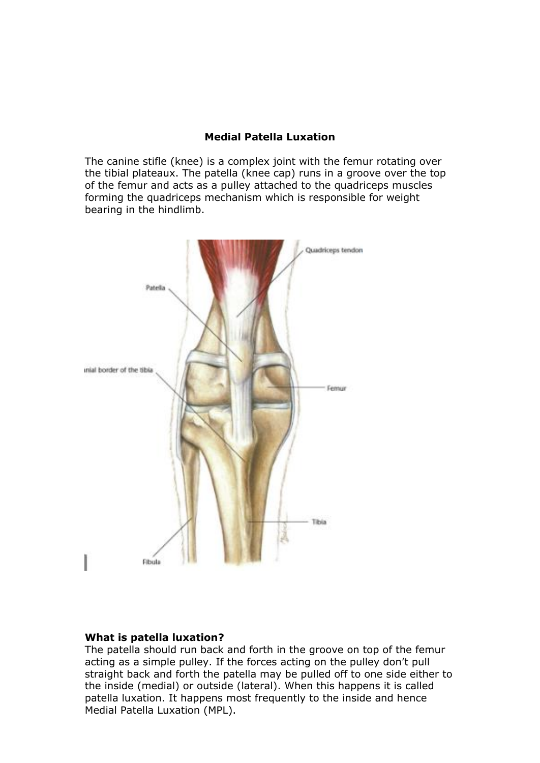# Medial Patella Luxation

The canine stifle (knee) is a complex joint with the femur rotating over the tibial plateaux. The patella (knee cap) runs in a groove over the top of the femur and acts as a pulley attached to the quadriceps muscles forming the quadriceps mechanism which is responsible for weight bearing in the hindlimb.

**What is patella luxation?**

The patella should run back and forth in the groove on top of the femur acting as a simple pulley. If the forces acting on the pulley don't pull straight back and forth the patella may be pulled off to one side either to the inside (medial) or outside (lateral). When this happens it is called patella luxation. It happens most frequently to the inside and hence Medial Patella Luxation (MPL).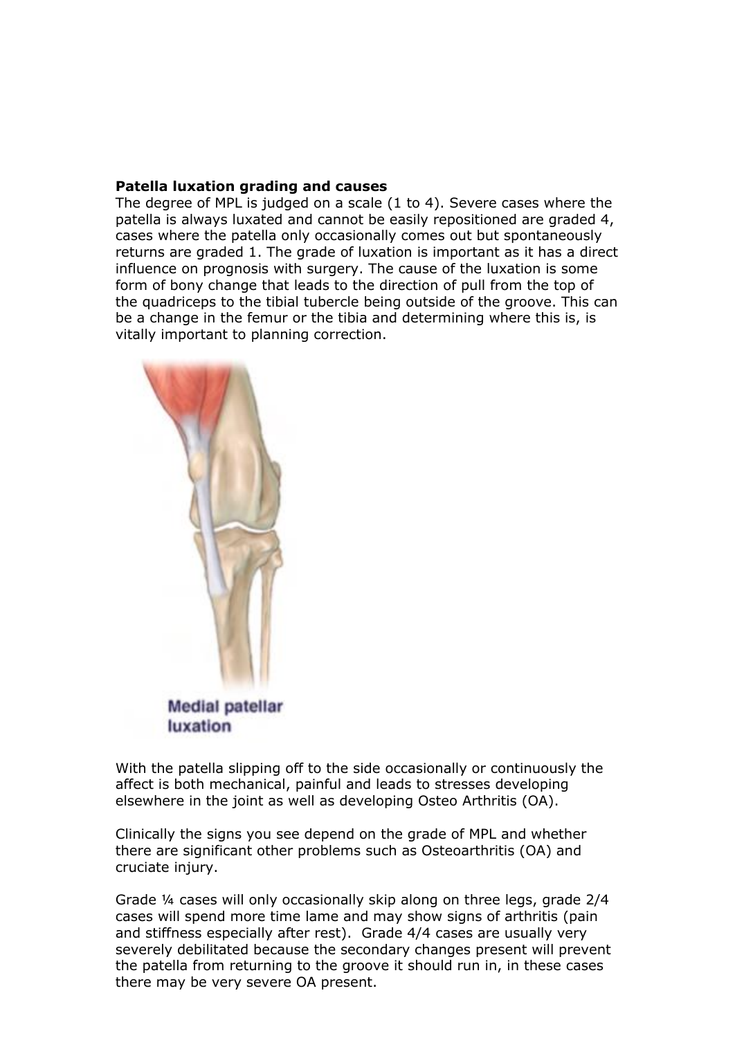**Patella luxation grading and causes**

The degree of MPL is judged on a scale (1 to 4). Severe cases where the patella is always luxated and cannot be easily repositioned are graded 4, cases where the patella only occasionally comes out but spontaneously returns are graded 1. The grade of luxation is important as it has a direct influence on prognosis with surgery. The cause of the luxation is some form of bony change that leads to the direction of pull from the top of the quadriceps to the tibial tubercle being outside of the groove. This can be a change in the femur or the tibia and determining where this is, is vitally important to planning correction.

Medial patellar luxation

With the patella slipping off to the side occasionally or continuously the affect is both mechanical, painful and leads to stresses developing elsewhere in the joint as well as developing Osteo Arthritis (OA).

Clinically the signs you see depend on the grade of MPL and whether there are significant other problems such as Osteoarthritis (OA) and cruciate injury.

Grade ¼ cases will only occasionally skip along on three legs, grade 2/4 cases will spend more time lame and may show signs of arthritis (pain and stiffness especially after rest). Grade 4/4 cases are usually very severely debilitated because the secondary changes present will prevent the patella from returning to the groove it should run in, in these cases there may be very severe OA present.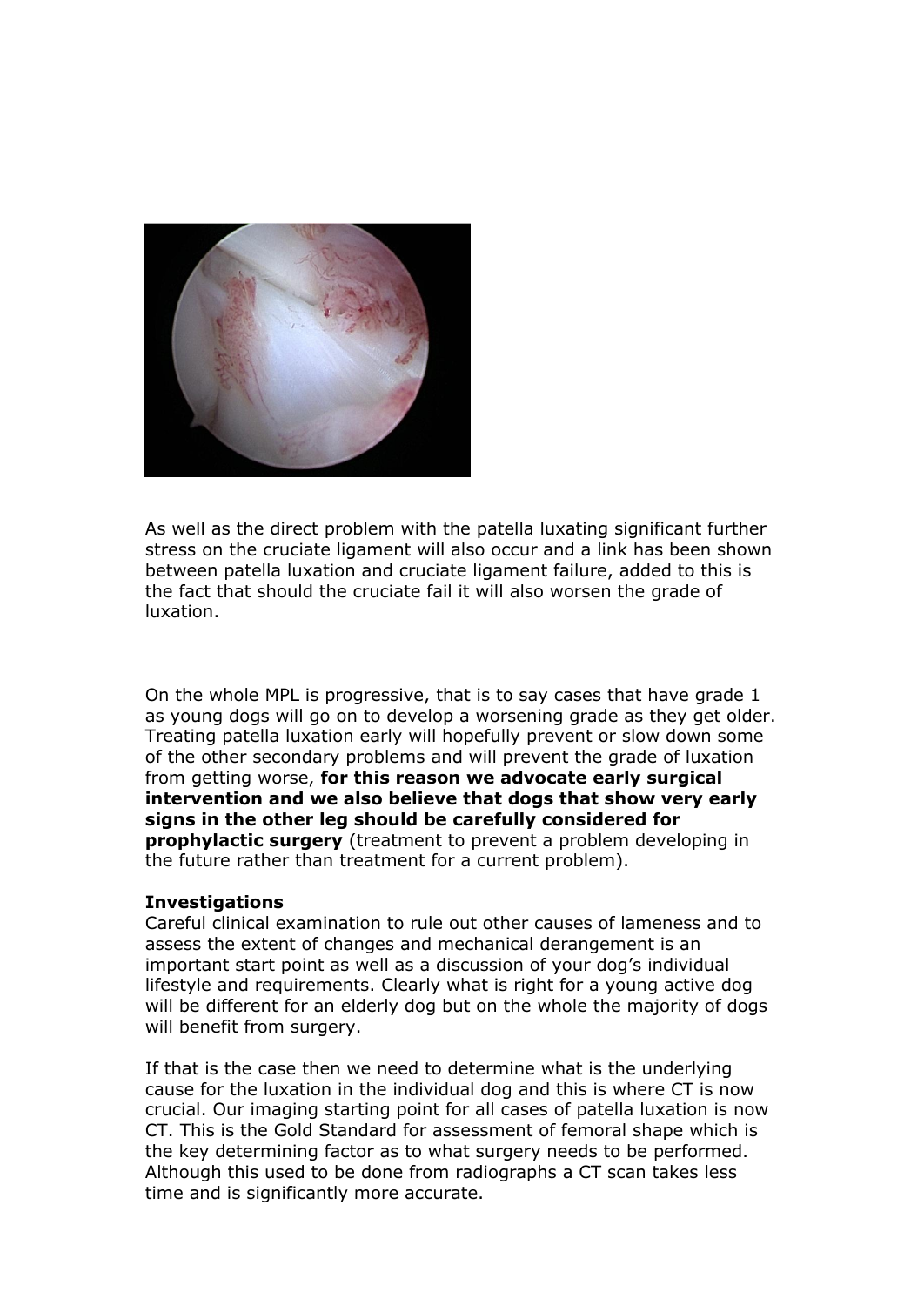As well as the direct problem with the patella luxating significant further stress on the cruciate ligament will also occur and a link has been shown between patella luxation and cruciate ligament failure, added to this is the fact that should the cruciate fail it will also worsen the grade of luxation.

On the whole MPL is progressive, that is to say cases that have grade 1 as young dogs will go on to develop a worsening grade as they get older. Treating patella luxation early will hopefully prevent or slow down some of the other secondary problems and will prevent the grade of luxation from getting worse, **for this reason we advocate early surgical intervention and we also believe that dogs that show very early signs in the other leg should be carefully considered for prophylactic surgery** (treatment to prevent a problem developing in the future rather than treatment for a current problem).

**Investigations**
Careful clinical examination to rule out other causes of lameness and to assess the extent of changes and mechanical derangement is an important start point as well as a discussion of your dog's individual lifestyle and requirements. Clearly what is right for a young active dog will be different for an elderly dog but on the whole the majority of dogs will benefit from surgery.

If that is the case then we need to determine what is the underlying cause for the luxation in the individual dog and this is where CT is now crucial. Our imaging starting point for all cases of patella luxation is now CT. This is the Gold Standard for assessment of femoral shape which is the key determining factor as to what surgery needs to be performed. Although this used to be done from radiographs a CT scan takes less time and is significantly more accurate.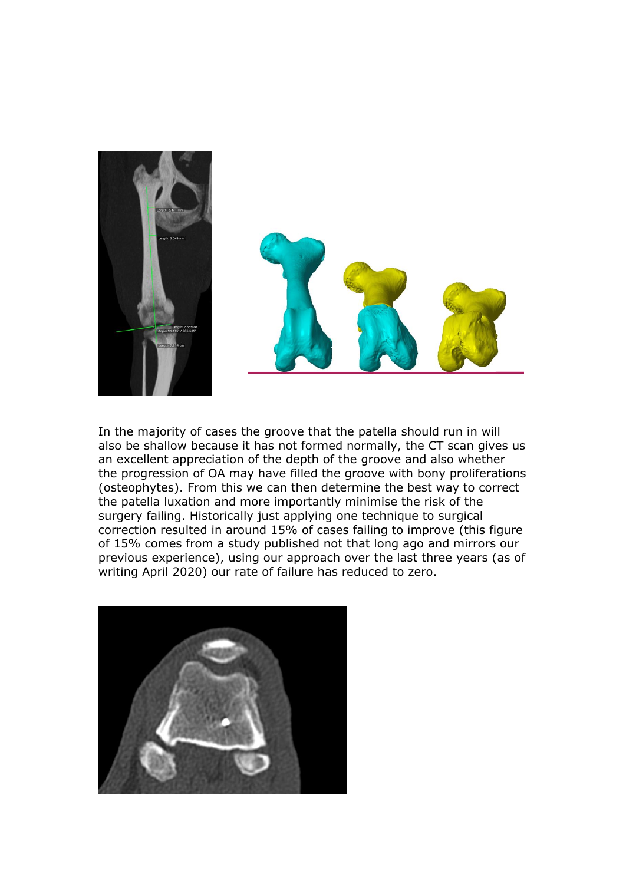In the majority of cases the groove that the patella should run in will also be shallow because it has not formed normally, the CT scan gives us an excellent appreciation of the depth of the groove and also whether the progression of OA may have filled the groove with bony proliferations (osteophytes). From this we can then determine the best way to correct the patella luxation and more importantly minimise the risk of the surgery failing. Historically just applying one technique to surgical correction resulted in around 15% of cases failing to improve (this figure of 15% comes from a study published not that long ago and mirrors our previous experience), using our approach over the last three years (as of writing April 2020) our rate of failure has reduced to zero.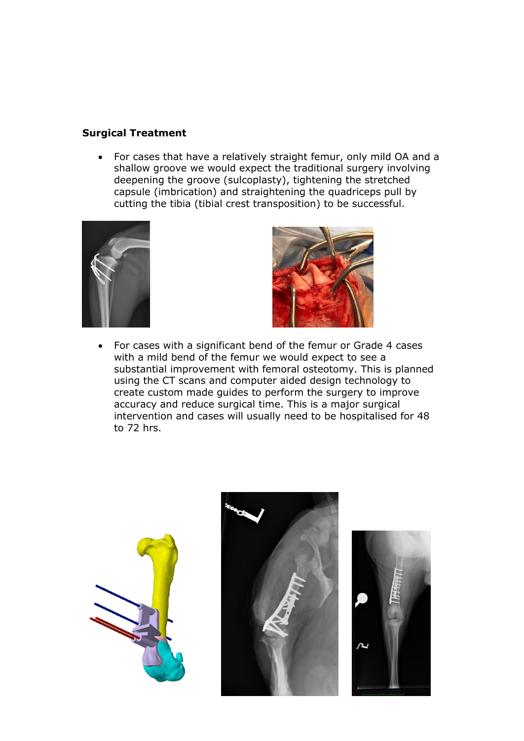**Surgical Treatment**

- For cases that have a relatively straight femur, only mild OA and a shallow groove we would expect the traditional surgery involving deepening the groove (sulcoplasty), tightening the stretched capsule (imbrication) and straightening the quadriceps pull by cutting the tibia (tibial crest transposition) to be successful.

- For cases with a significant bend of the femur or Grade 4 cases with a mild bend of the femur we would expect to see a substantial improvement with femoral osteotomy. This is planned using the CT scans and computer aided design technology to create custom made guides to perform the surgery to improve accuracy and reduce surgical time. This is a major surgical intervention and cases will usually need to be hospitalised for 48 to 72 hrs.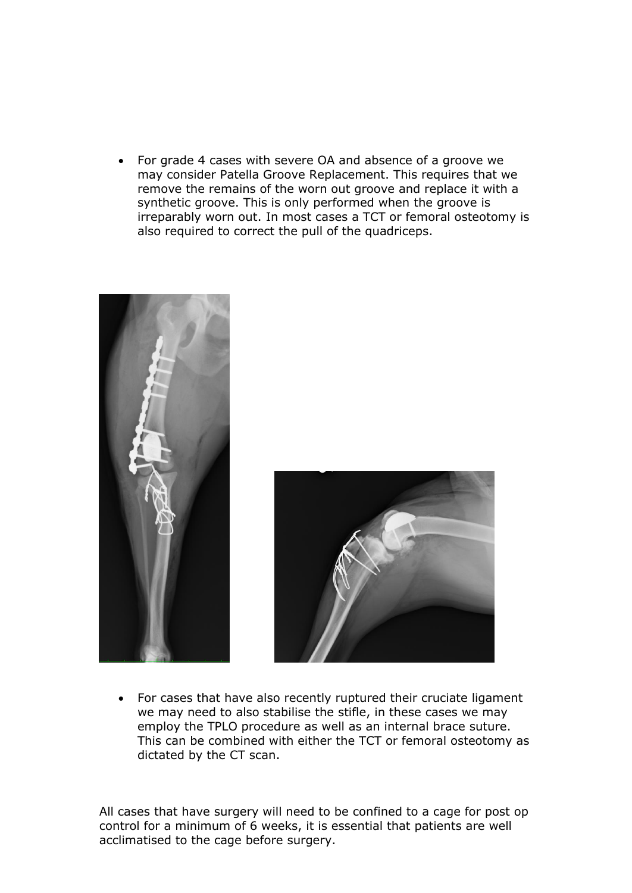- For grade 4 cases with severe OA and absence of a groove we may consider Patella Groove Replacement. This requires that we remove the remains of the worn out groove and replace it with a synthetic groove. This is only performed when the groove is irreparably worn out. In most cases a TCT or femoral osteotomy is also required to correct the pull of the quadriceps.

- For cases that have also recently ruptured their cruciate ligament we may need to also stabilise the stifle, in these cases we may employ the TPLO procedure as well as an internal brace suture. This can be combined with either the TCT or femoral osteotomy as dictated by the CT scan.

All cases that have surgery will need to be confined to a cage for post op control for a minimum of 6 weeks, it is essential that patients are well acclimatised to the cage before surgery.